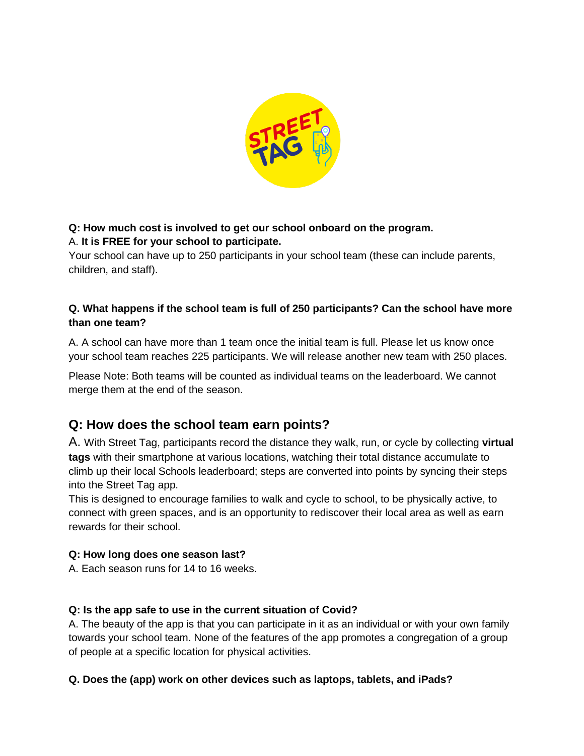**Q: How much cost is involved to get our school onboard on the program.**
A. **It is FREE for your school to participate.**
Your school can have up to 250 participants in your school team (these can include parents, children, and staff).

**Q. What happens if the school team is full of 250 participants? Can the school have more than one team?**

A. A school can have more than 1 team once the initial team is full. Please let us know once your school team reaches 225 participants. We will release another new team with 250 places.

Please Note: Both teams will be counted as individual teams on the leaderboard. We cannot merge them at the end of the season.

## Q: How does the school team earn points?

A. With Street Tag, participants record the distance they walk, run, or cycle by collecting **virtual tags** with their smartphone at various locations, watching their total distance accumulate to climb up their local Schools leaderboard; steps are converted into points by syncing their steps into the Street Tag app.
This is designed to encourage families to walk and cycle to school, to be physically active, to connect with green spaces, and is an opportunity to rediscover their local area as well as earn rewards for their school.

**Q: How long does one season last?**
A. Each season runs for 14 to 16 weeks.

**Q: Is the app safe to use in the current situation of Covid?**
A. The beauty of the app is that you can participate in it as an individual or with your own family towards your school team. None of the features of the app promotes a congregation of a group of people at a specific location for physical activities.

**Q. Does the (app) work on other devices such as laptops, tablets, and iPads?**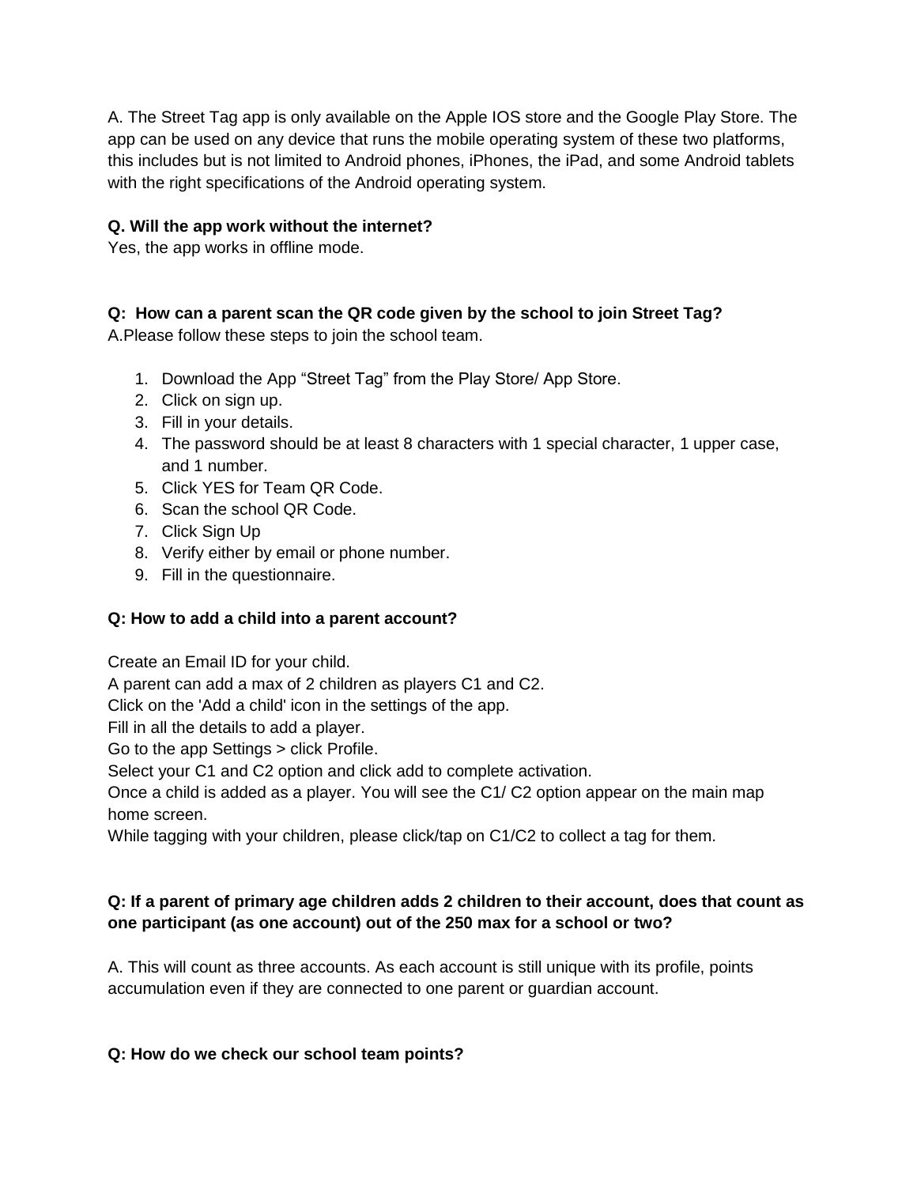A. The Street Tag app is only available on the Apple IOS store and the Google Play Store. The app can be used on any device that runs the mobile operating system of these two platforms, this includes but is not limited to Android phones, iPhones, the iPad, and some Android tablets with the right specifications of the Android operating system.

**Q. Will the app work without the internet?**

Yes, the app works in offline mode.

**Q: How can a parent scan the QR code given by the school to join Street Tag?**

A.Please follow these steps to join the school team.

1. Download the App "Street Tag" from the Play Store/ App Store.
2. Click on sign up.
3. Fill in your details.
4. The password should be at least 8 characters with 1 special character, 1 upper case, and 1 number.
5. Click YES for Team QR Code.
6. Scan the school QR Code.
7. Click Sign Up
8. Verify either by email or phone number.
9. Fill in the questionnaire.

**Q: How to add a child into a parent account?**

Create an Email ID for your child.
A parent can add a max of 2 children as players C1 and C2.
Click on the 'Add a child' icon in the settings of the app.
Fill in all the details to add a player.
Go to the app Settings > click Profile.
Select your C1 and C2 option and click add to complete activation.
Once a child is added as a player. You will see the C1/ C2 option appear on the main map home screen.
While tagging with your children, please click/tap on C1/C2 to collect a tag for them.

**Q: If a parent of primary age children adds 2 children to their account, does that count as one participant (as one account) out of the 250 max for a school or two?**

A. This will count as three accounts. As each account is still unique with its profile, points accumulation even if they are connected to one parent or guardian account.

**Q: How do we check our school team points?**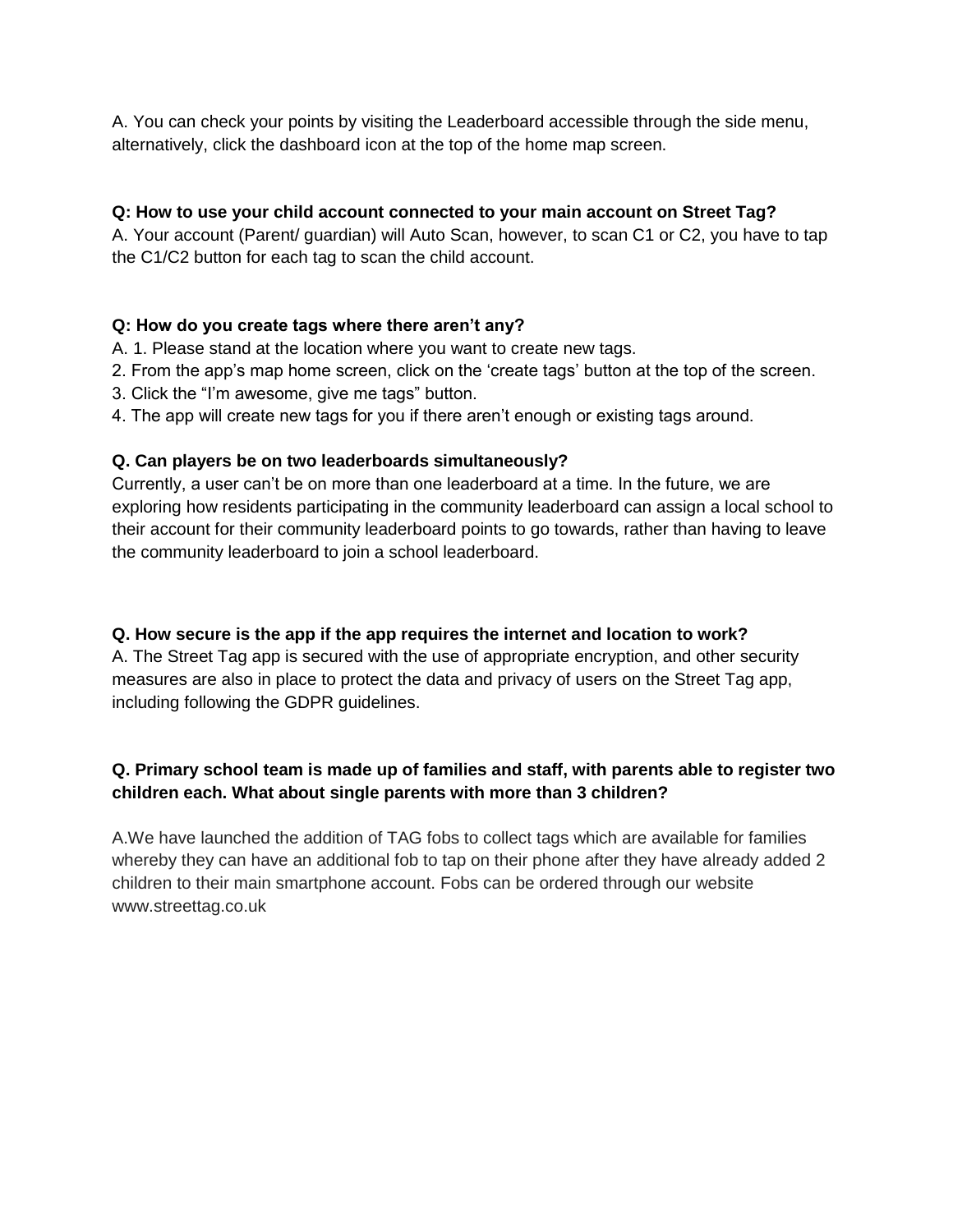A. You can check your points by visiting the Leaderboard accessible through the side menu, alternatively, click the dashboard icon at the top of the home map screen.

**Q: How to use your child account connected to your main account on Street Tag?**

A. Your account (Parent/ guardian) will Auto Scan, however, to scan C1 or C2, you have to tap the C1/C2 button for each tag to scan the child account.

**Q: How do you create tags where there aren't any?**

A. 1. Please stand at the location where you want to create new tags.

2. From the app's map home screen, click on the 'create tags' button at the top of the screen.

3. Click the "I'm awesome, give me tags" button.

4. The app will create new tags for you if there aren't enough or existing tags around.

**Q. Can players be on two leaderboards simultaneously?**

Currently, a user can't be on more than one leaderboard at a time. In the future, we are exploring how residents participating in the community leaderboard can assign a local school to their account for their community leaderboard points to go towards, rather than having to leave the community leaderboard to join a school leaderboard.

**Q. How secure is the app if the app requires the internet and location to work?**

A. The Street Tag app is secured with the use of appropriate encryption, and other security measures are also in place to protect the data and privacy of users on the Street Tag app, including following the GDPR guidelines.

**Q. Primary school team is made up of families and staff, with parents able to register two children each. What about single parents with more than 3 children?**

A.We have launched the addition of TAG fobs to collect tags which are available for families whereby they can have an additional fob to tap on their phone after they have already added 2 children to their main smartphone account. Fobs can be ordered through our website www.streettag.co.uk